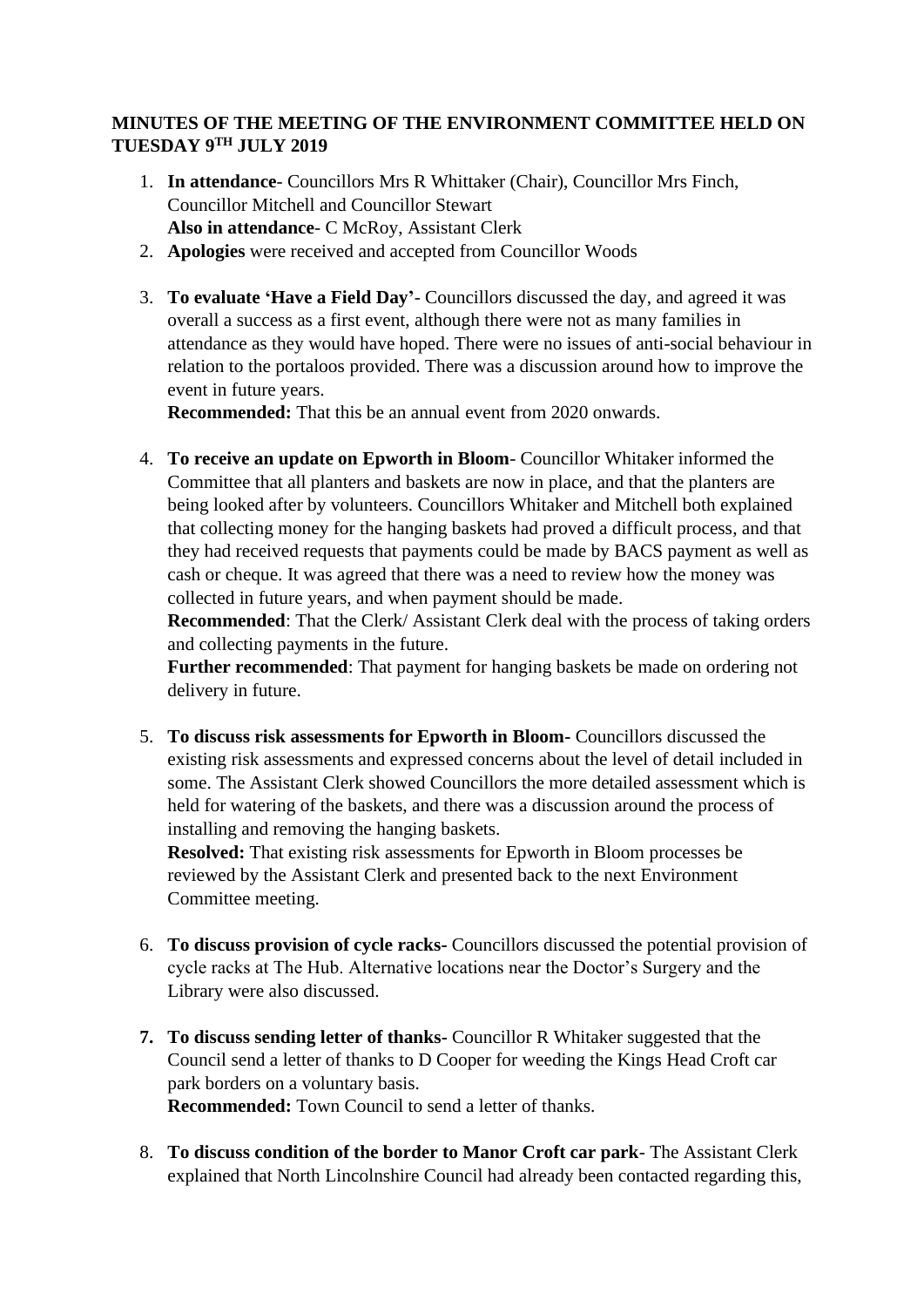**MINUTES OF THE MEETING OF THE ENVIRONMENT COMMITTEE HELD ON TUESDAY 9TH JULY 2019**

1. **In attendance**- Councillors Mrs R Whittaker (Chair), Councillor Mrs Finch, Councillor Mitchell and Councillor Stewart
   **Also in attendance**- C McRoy, Assistant Clerk
2. **Apologies** were received and accepted from Councillor Woods

3. **To evaluate 'Have a Field Day'**- Councillors discussed the day, and agreed it was overall a success as a first event, although there were not as many families in attendance as they would have hoped. There were no issues of anti-social behaviour in relation to the portaloos provided. There was a discussion around how to improve the event in future years.
   **Recommended:** That this be an annual event from 2020 onwards.

4. **To receive an update on Epworth in Bloom**- Councillor Whitaker informed the Committee that all planters and baskets are now in place, and that the planters are being looked after by volunteers. Councillors Whitaker and Mitchell both explained that collecting money for the hanging baskets had proved a difficult process, and that they had received requests that payments could be made by BACS payment as well as cash or cheque. It was agreed that there was a need to review how the money was collected in future years, and when payment should be made.
   **Recommended**: That the Clerk/ Assistant Clerk deal with the process of taking orders and collecting payments in the future.
   **Further recommended**: That payment for hanging baskets be made on ordering not delivery in future.

5. **To discuss risk assessments for Epworth in Bloom**- Councillors discussed the existing risk assessments and expressed concerns about the level of detail included in some. The Assistant Clerk showed Councillors the more detailed assessment which is held for watering of the baskets, and there was a discussion around the process of installing and removing the hanging baskets.
   **Resolved:** That existing risk assessments for Epworth in Bloom processes be reviewed by the Assistant Clerk and presented back to the next Environment Committee meeting.

6. **To discuss provision of cycle racks**- Councillors discussed the potential provision of cycle racks at The Hub. Alternative locations near the Doctor's Surgery and the Library were also discussed.

7. **To discuss sending letter of thanks**- Councillor R Whitaker suggested that the Council send a letter of thanks to D Cooper for weeding the Kings Head Croft car park borders on a voluntary basis.
   **Recommended:** Town Council to send a letter of thanks.

8. **To discuss condition of the border to Manor Croft car park**- The Assistant Clerk explained that North Lincolnshire Council had already been contacted regarding this,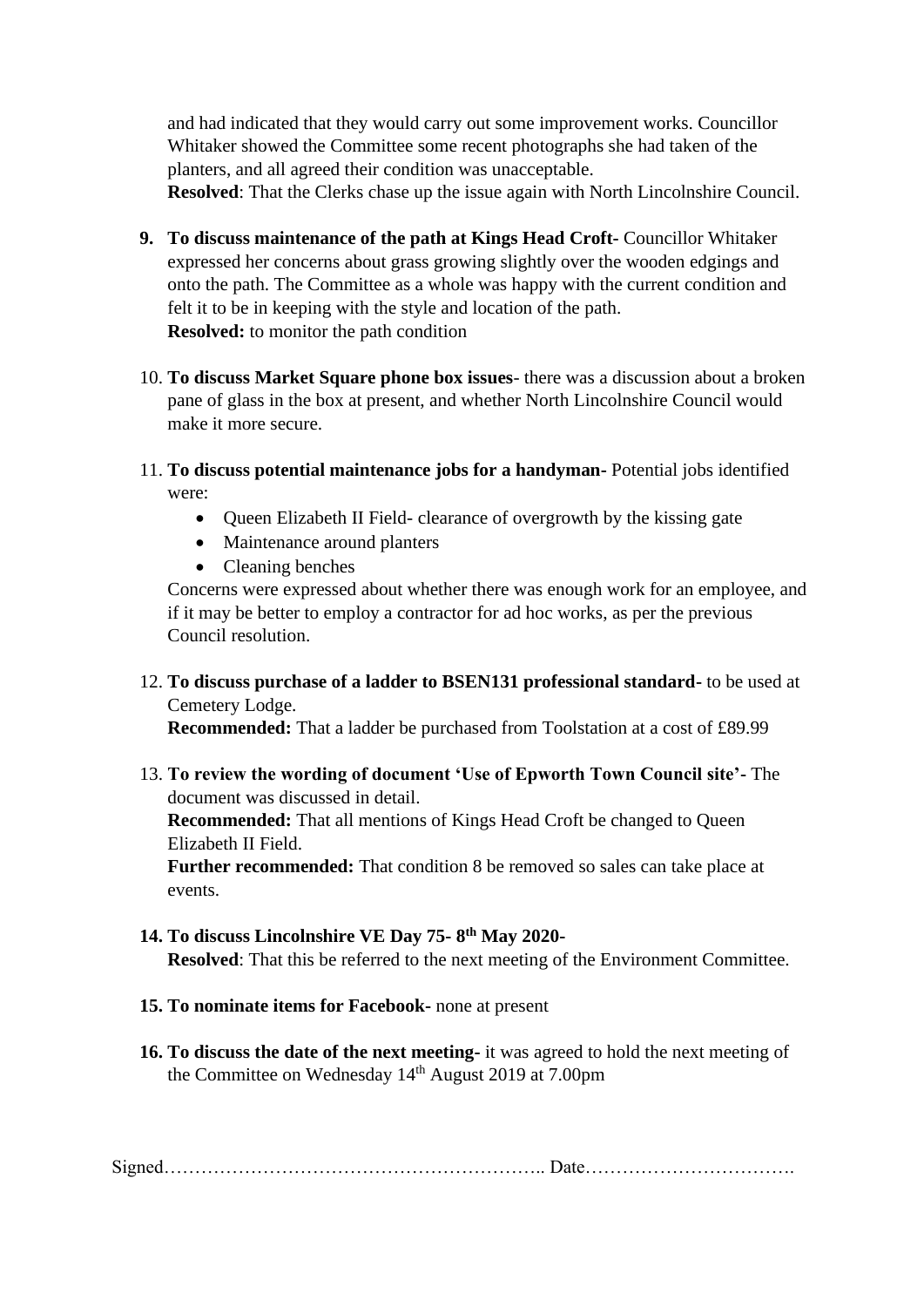and had indicated that they would carry out some improvement works. Councillor Whitaker showed the Committee some recent photographs she had taken of the planters, and all agreed their condition was unacceptable.
**Resolved**: That the Clerks chase up the issue again with North Lincolnshire Council.

9. **To discuss maintenance of the path at Kings Head Croft-** Councillor Whitaker expressed her concerns about grass growing slightly over the wooden edgings and onto the path. The Committee as a whole was happy with the current condition and felt it to be in keeping with the style and location of the path.
**Resolved:** to monitor the path condition

10. **To discuss Market Square phone box issues-** there was a discussion about a broken pane of glass in the box at present, and whether North Lincolnshire Council would make it more secure.

11. **To discuss potential maintenance jobs for a handyman-** Potential jobs identified were:
    - Queen Elizabeth II Field- clearance of overgrowth by the kissing gate
    - Maintenance around planters
    - Cleaning benches

    Concerns were expressed about whether there was enough work for an employee, and if it may be better to employ a contractor for ad hoc works, as per the previous Council resolution.

12. **To discuss purchase of a ladder to BSEN131 professional standard-** to be used at Cemetery Lodge.
**Recommended:** That a ladder be purchased from Toolstation at a cost of £89.99

13. **To review the wording of document 'Use of Epworth Town Council site'-** The document was discussed in detail.
**Recommended:** That all mentions of Kings Head Croft be changed to Queen Elizabeth II Field.
**Further recommended:** That condition 8 be removed so sales can take place at events.

14. **To discuss Lincolnshire VE Day 75- 8th May 2020-**
**Resolved**: That this be referred to the next meeting of the Environment Committee.

15. **To nominate items for Facebook-** none at present

16. **To discuss the date of the next meeting-** it was agreed to hold the next meeting of the Committee on Wednesday 14th August 2019 at 7.00pm

Signed…………………………………………………….. Date…………………………….